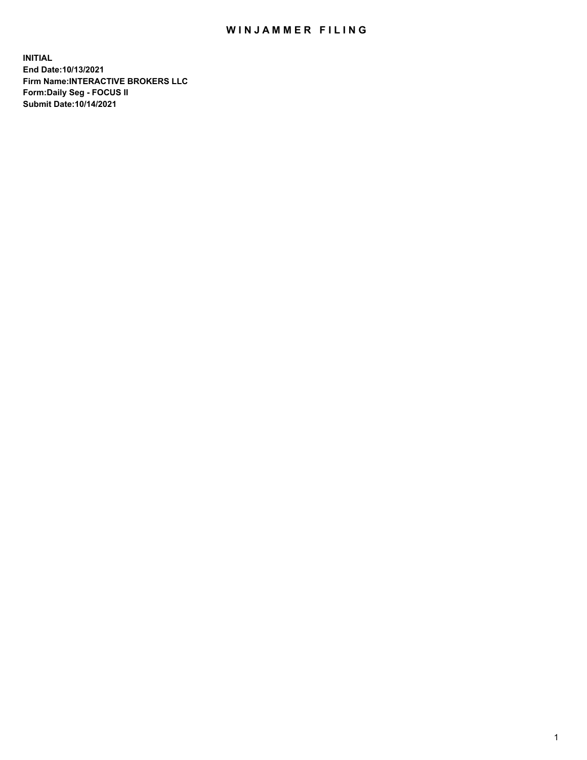# WINJAMMER FILING

**INITIAL**
**End Date:10/13/2021**
**Firm Name:INTERACTIVE BROKERS LLC**
**Form:Daily Seg - FOCUS II**
**Submit Date:10/14/2021**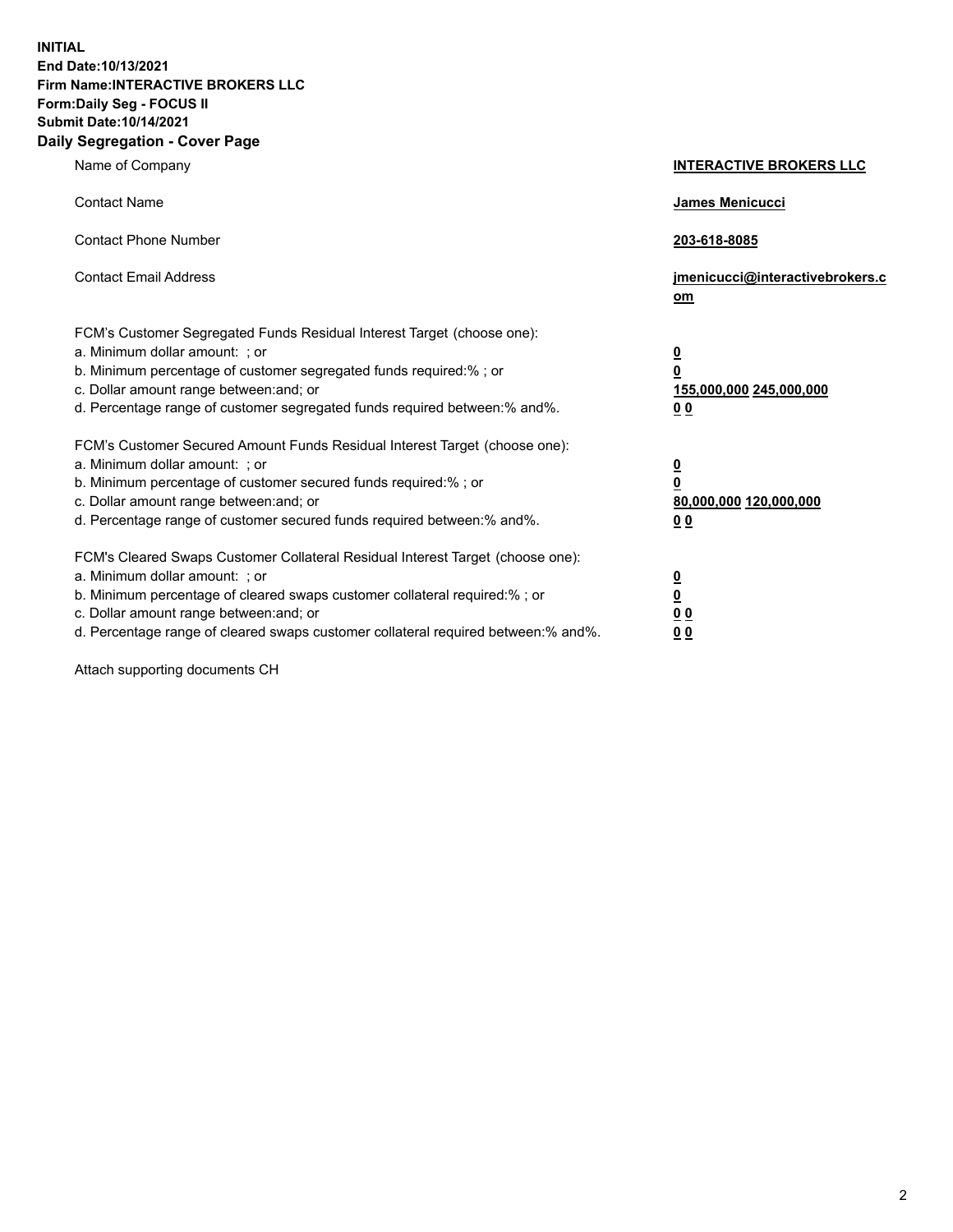**INITIAL**
**End Date:10/13/2021**
**Firm Name:INTERACTIVE BROKERS LLC**
**Form:Daily Seg - FOCUS II**
**Submit Date:10/14/2021**
**Daily Segregation - Cover Page**

| | |
|---|---|
| Name of Company | **INTERACTIVE BROKERS LLC** |
| Contact Name | **James Menicucci** |
| Contact Phone Number | **203-618-8085** |
| Contact Email Address | **jmenicucci@interactivebrokers.com** |
| FCM's Customer Segregated Funds Residual Interest Target (choose one): | |
| a. Minimum dollar amount: ; or | **0** |
| b. Minimum percentage of customer segregated funds required:% ; or | **0** |
| c. Dollar amount range between:and; or | **155,000,000 245,000,000** |
| d. Percentage range of customer segregated funds required between:% and%. | **0 0** |
| FCM's Customer Secured Amount Funds Residual Interest Target (choose one): | |
| a. Minimum dollar amount: ; or | **0** |
| b. Minimum percentage of customer secured funds required:% ; or | **0** |
| c. Dollar amount range between:and; or | **80,000,000 120,000,000** |
| d. Percentage range of customer secured funds required between:% and%. | **0 0** |
| FCM's Cleared Swaps Customer Collateral Residual Interest Target (choose one): | |
| a. Minimum dollar amount: ; or | **0** |
| b. Minimum percentage of cleared swaps customer collateral required:% ; or | **0** |
| c. Dollar amount range between:and; or | **0 0** |
| d. Percentage range of cleared swaps customer collateral required between:% and%. | **0 0** |

Attach supporting documents CH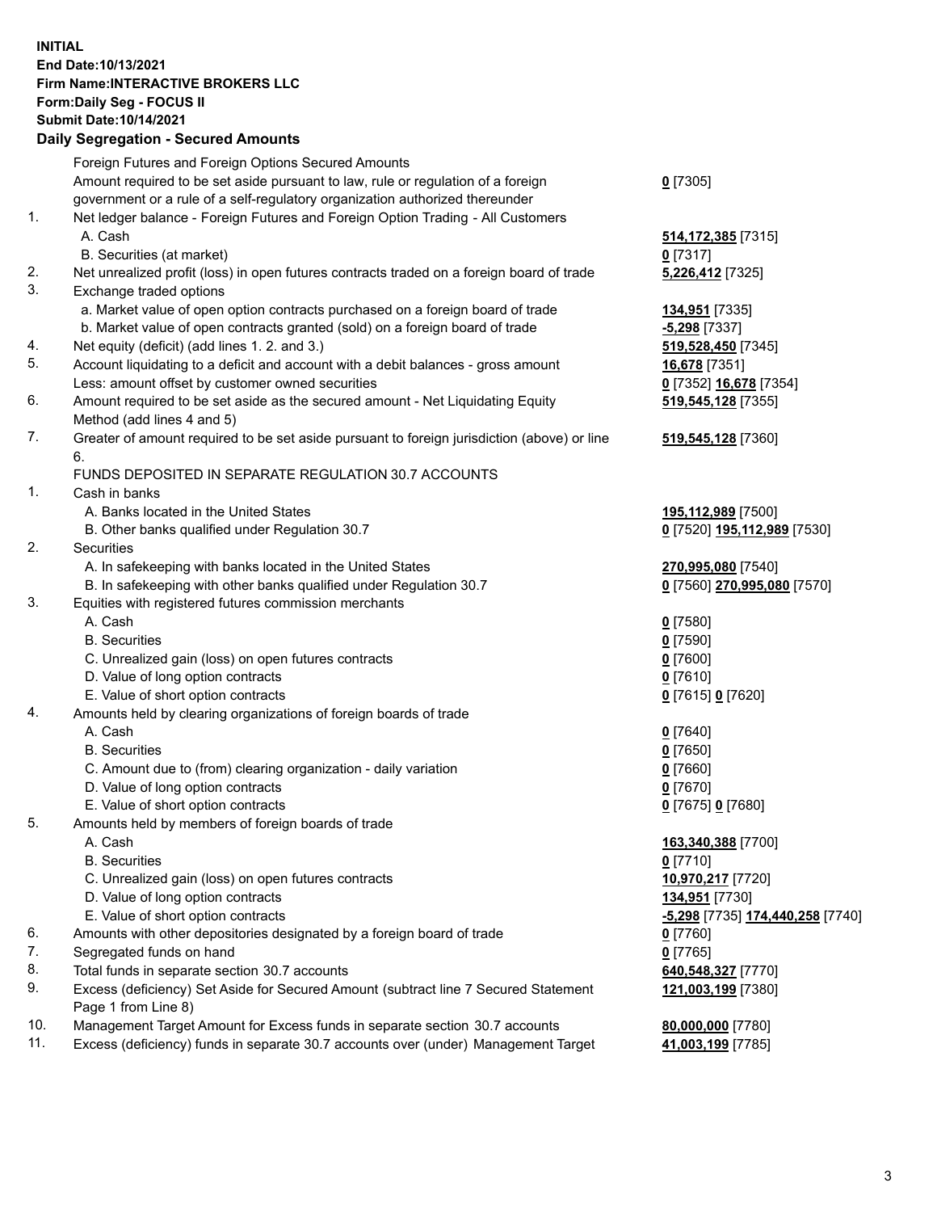**INITIAL**
**End Date:10/13/2021**
**Firm Name:INTERACTIVE BROKERS LLC**
**Form:Daily Seg - FOCUS II**
**Submit Date:10/14/2021**
**Daily Segregation - Secured Amounts**

| | | |
|---|---|---|
| | Foreign Futures and Foreign Options Secured Amounts | |
| | Amount required to be set aside pursuant to law, rule or regulation of a foreign government or a rule of a self-regulatory organization authorized thereunder | **0** [7305] |
| 1. | Net ledger balance - Foreign Futures and Foreign Option Trading - All Customers | |
| | A. Cash | **514,172,385** [7315] |
| | B. Securities (at market) | **0** [7317] |
| 2. | Net unrealized profit (loss) in open futures contracts traded on a foreign board of trade | **5,226,412** [7325] |
| 3. | Exchange traded options | |
| | a. Market value of open option contracts purchased on a foreign board of trade | **134,951** [7335] |
| | b. Market value of open contracts granted (sold) on a foreign board of trade | **-5,298** [7337] |
| 4. | Net equity (deficit) (add lines 1. 2. and 3.) | **519,528,450** [7345] |
| 5. | Account liquidating to a deficit and account with a debit balances - gross amount | **16,678** [7351] |
| | Less: amount offset by customer owned securities | **0** [7352] **16,678** [7354] |
| 6. | Amount required to be set aside as the secured amount - Net Liquidating Equity Method (add lines 4 and 5) | **519,545,128** [7355] |
| 7. | Greater of amount required to be set aside pursuant to foreign jurisdiction (above) or line 6. | **519,545,128** [7360] |
| | FUNDS DEPOSITED IN SEPARATE REGULATION 30.7 ACCOUNTS | |
| 1. | Cash in banks | |
| | A. Banks located in the United States | **195,112,989** [7500] |
| | B. Other banks qualified under Regulation 30.7 | **0** [7520] **195,112,989** [7530] |
| 2. | Securities | |
| | A. In safekeeping with banks located in the United States | **270,995,080** [7540] |
| | B. In safekeeping with other banks qualified under Regulation 30.7 | **0** [7560] **270,995,080** [7570] |
| 3. | Equities with registered futures commission merchants | |
| | A. Cash | **0** [7580] |
| | B. Securities | **0** [7590] |
| | C. Unrealized gain (loss) on open futures contracts | **0** [7600] |
| | D. Value of long option contracts | **0** [7610] |
| | E. Value of short option contracts | **0** [7615] **0** [7620] |
| 4. | Amounts held by clearing organizations of foreign boards of trade | |
| | A. Cash | **0** [7640] |
| | B. Securities | **0** [7650] |
| | C. Amount due to (from) clearing organization - daily variation | **0** [7660] |
| | D. Value of long option contracts | **0** [7670] |
| | E. Value of short option contracts | **0** [7675] **0** [7680] |
| 5. | Amounts held by members of foreign boards of trade | |
| | A. Cash | **163,340,388** [7700] |
| | B. Securities | **0** [7710] |
| | C. Unrealized gain (loss) on open futures contracts | **10,970,217** [7720] |
| | D. Value of long option contracts | **134,951** [7730] |
| | E. Value of short option contracts | **-5,298** [7735] **174,440,258** [7740] |
| 6. | Amounts with other depositories designated by a foreign board of trade | **0** [7760] |
| 7. | Segregated funds on hand | **0** [7765] |
| 8. | Total funds in separate section 30.7 accounts | **640,548,327** [7770] |
| 9. | Excess (deficiency) Set Aside for Secured Amount (subtract line 7 Secured Statement Page 1 from Line 8) | **121,003,199** [7380] |
| 10. | Management Target Amount for Excess funds in separate section 30.7 accounts | **80,000,000** [7780] |
| 11. | Excess (deficiency) funds in separate 30.7 accounts over (under) Management Target | **41,003,199** [7785] |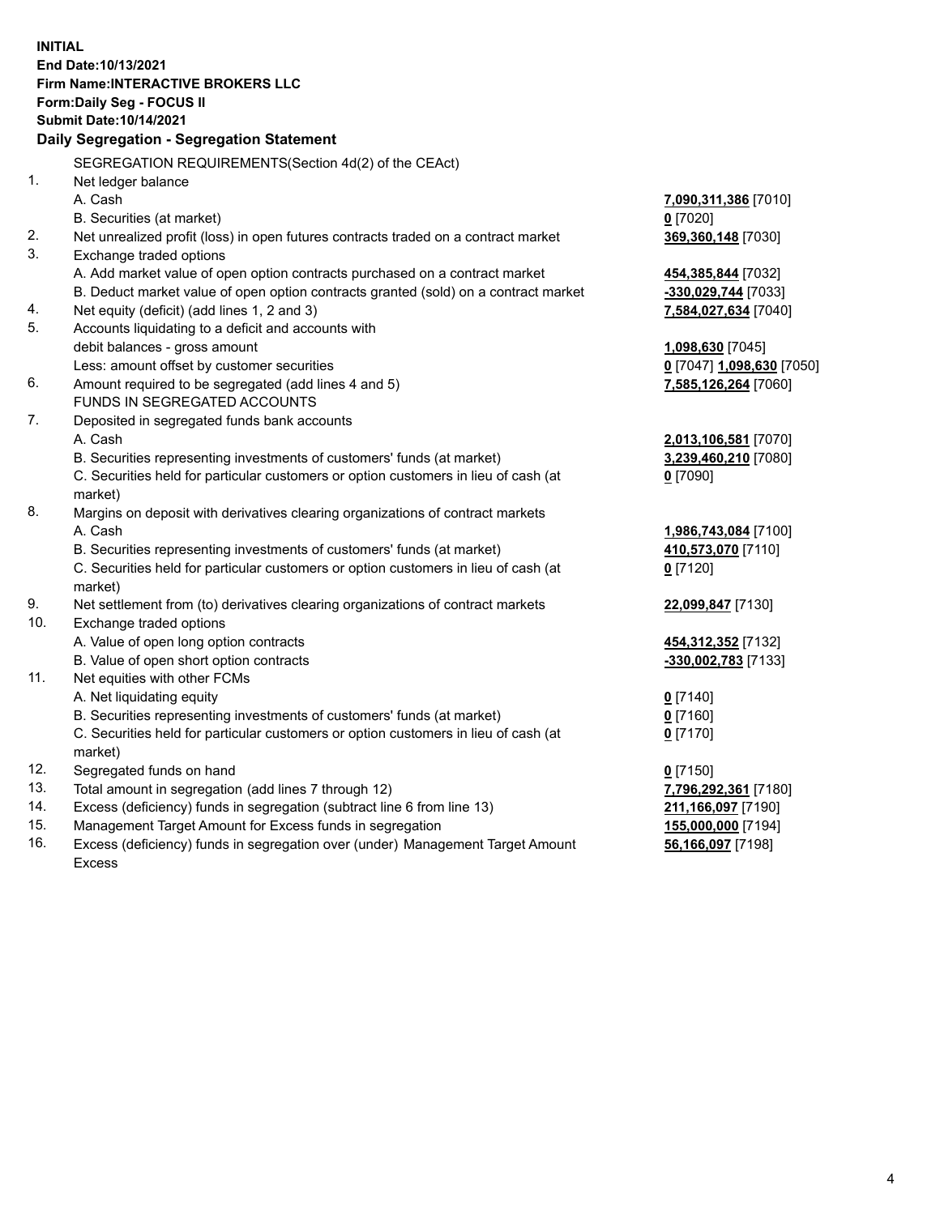**INITIAL**
**End Date:10/13/2021**
**Firm Name:INTERACTIVE BROKERS LLC**
**Form:Daily Seg - FOCUS II**
**Submit Date:10/14/2021**

**Daily Segregation - Segregation Statement**

SEGREGATION REQUIREMENTS(Section 4d(2) of the CEAct)

| | | |
|---|---|---|
| 1. | Net ledger balance | |
| | A. Cash | **7,090,311,386** [7010] |
| | B. Securities (at market) | **0** [7020] |
| 2. | Net unrealized profit (loss) in open futures contracts traded on a contract market | **369,360,148** [7030] |
| 3. | Exchange traded options | |
| | A. Add market value of open option contracts purchased on a contract market | **454,385,844** [7032] |
| | B. Deduct market value of open option contracts granted (sold) on a contract market | **-330,029,744** [7033] |
| 4. | Net equity (deficit) (add lines 1, 2 and 3) | **7,584,027,634** [7040] |
| 5. | Accounts liquidating to a deficit and accounts with | |
| | debit balances - gross amount | **1,098,630** [7045] |
| | Less: amount offset by customer securities | **0** [7047] **1,098,630** [7050] |
| 6. | Amount required to be segregated (add lines 4 and 5) | **7,585,126,264** [7060] |
| | FUNDS IN SEGREGATED ACCOUNTS | |
| 7. | Deposited in segregated funds bank accounts | |
| | A. Cash | **2,013,106,581** [7070] |
| | B. Securities representing investments of customers' funds (at market) | **3,239,460,210** [7080] |
| | C. Securities held for particular customers or option customers in lieu of cash (at market) | **0** [7090] |
| 8. | Margins on deposit with derivatives clearing organizations of contract markets | |
| | A. Cash | **1,986,743,084** [7100] |
| | B. Securities representing investments of customers' funds (at market) | **410,573,070** [7110] |
| | C. Securities held for particular customers or option customers in lieu of cash (at market) | **0** [7120] |
| 9. | Net settlement from (to) derivatives clearing organizations of contract markets | **22,099,847** [7130] |
| 10. | Exchange traded options | |
| | A. Value of open long option contracts | **454,312,352** [7132] |
| | B. Value of open short option contracts | **-330,002,783** [7133] |
| 11. | Net equities with other FCMs | |
| | A. Net liquidating equity | **0** [7140] |
| | B. Securities representing investments of customers' funds (at market) | **0** [7160] |
| | C. Securities held for particular customers or option customers in lieu of cash (at market) | **0** [7170] |
| 12. | Segregated funds on hand | **0** [7150] |
| 13. | Total amount in segregation (add lines 7 through 12) | **7,796,292,361** [7180] |
| 14. | Excess (deficiency) funds in segregation (subtract line 6 from line 13) | **211,166,097** [7190] |
| 15. | Management Target Amount for Excess funds in segregation | **155,000,000** [7194] |
| 16. | Excess (deficiency) funds in segregation over (under) Management Target Amount Excess | **56,166,097** [7198] |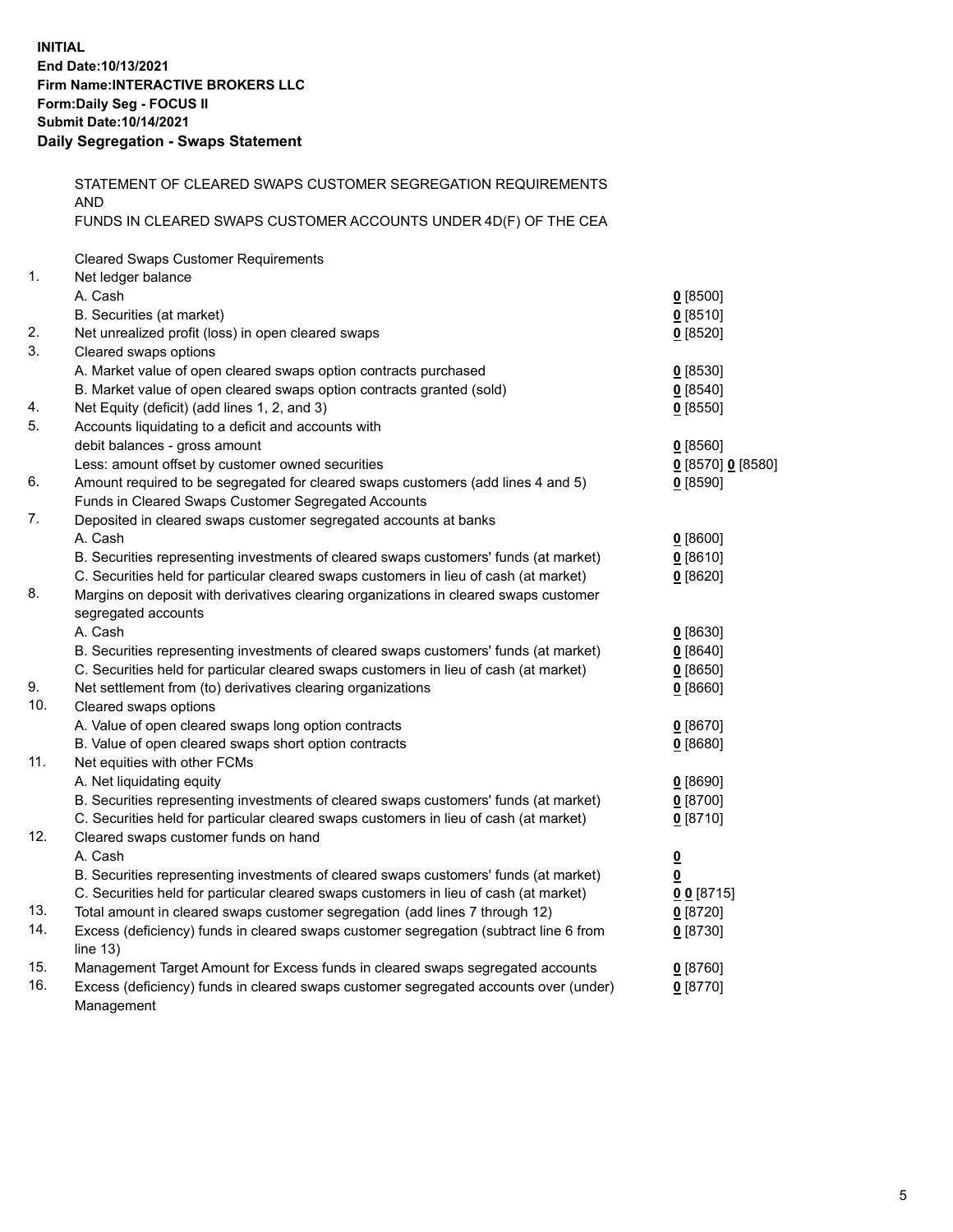**INITIAL**
**End Date:10/13/2021**
**Firm Name:INTERACTIVE BROKERS LLC**
**Form:Daily Seg - FOCUS II**
**Submit Date:10/14/2021**
**Daily Segregation - Swaps Statement**

STATEMENT OF CLEARED SWAPS CUSTOMER SEGREGATION REQUIREMENTS AND FUNDS IN CLEARED SWAPS CUSTOMER ACCOUNTS UNDER 4D(F) OF THE CEA

| | | |
|---|---|---|
| | Cleared Swaps Customer Requirements | |
| 1. | Net ledger balance | |
| | A. Cash | 0 [8500] |
| | B. Securities (at market) | 0 [8510] |
| 2. | Net unrealized profit (loss) in open cleared swaps | 0 [8520] |
| 3. | Cleared swaps options | |
| | A. Market value of open cleared swaps option contracts purchased | 0 [8530] |
| | B. Market value of open cleared swaps option contracts granted (sold) | 0 [8540] |
| 4. | Net Equity (deficit) (add lines 1, 2, and 3) | 0 [8550] |
| 5. | Accounts liquidating to a deficit and accounts with | |
| | debit balances - gross amount | 0 [8560] |
| | Less: amount offset by customer owned securities | 0 [8570] 0 [8580] |
| 6. | Amount required to be segregated for cleared swaps customers (add lines 4 and 5) | 0 [8590] |
| | Funds in Cleared Swaps Customer Segregated Accounts | |
| 7. | Deposited in cleared swaps customer segregated accounts at banks | |
| | A. Cash | 0 [8600] |
| | B. Securities representing investments of cleared swaps customers' funds (at market) | 0 [8610] |
| | C. Securities held for particular cleared swaps customers in lieu of cash (at market) | 0 [8620] |
| 8. | Margins on deposit with derivatives clearing organizations in cleared swaps customer segregated accounts | |
| | A. Cash | 0 [8630] |
| | B. Securities representing investments of cleared swaps customers' funds (at market) | 0 [8640] |
| | C. Securities held for particular cleared swaps customers in lieu of cash (at market) | 0 [8650] |
| 9. | Net settlement from (to) derivatives clearing organizations | 0 [8660] |
| 10. | Cleared swaps options | |
| | A. Value of open cleared swaps long option contracts | 0 [8670] |
| | B. Value of open cleared swaps short option contracts | 0 [8680] |
| 11. | Net equities with other FCMs | |
| | A. Net liquidating equity | 0 [8690] |
| | B. Securities representing investments of cleared swaps customers' funds (at market) | 0 [8700] |
| | C. Securities held for particular cleared swaps customers in lieu of cash (at market) | 0 [8710] |
| 12. | Cleared swaps customer funds on hand | |
| | A. Cash | 0 |
| | B. Securities representing investments of cleared swaps customers' funds (at market) | 0 |
| | C. Securities held for particular cleared swaps customers in lieu of cash (at market) | 0 0 [8715] |
| 13. | Total amount in cleared swaps customer segregation (add lines 7 through 12) | 0 [8720] |
| 14. | Excess (deficiency) funds in cleared swaps customer segregation (subtract line 6 from line 13) | 0 [8730] |
| 15. | Management Target Amount for Excess funds in cleared swaps segregated accounts | 0 [8760] |
| 16. | Excess (deficiency) funds in cleared swaps customer segregated accounts over (under) Management | 0 [8770] |